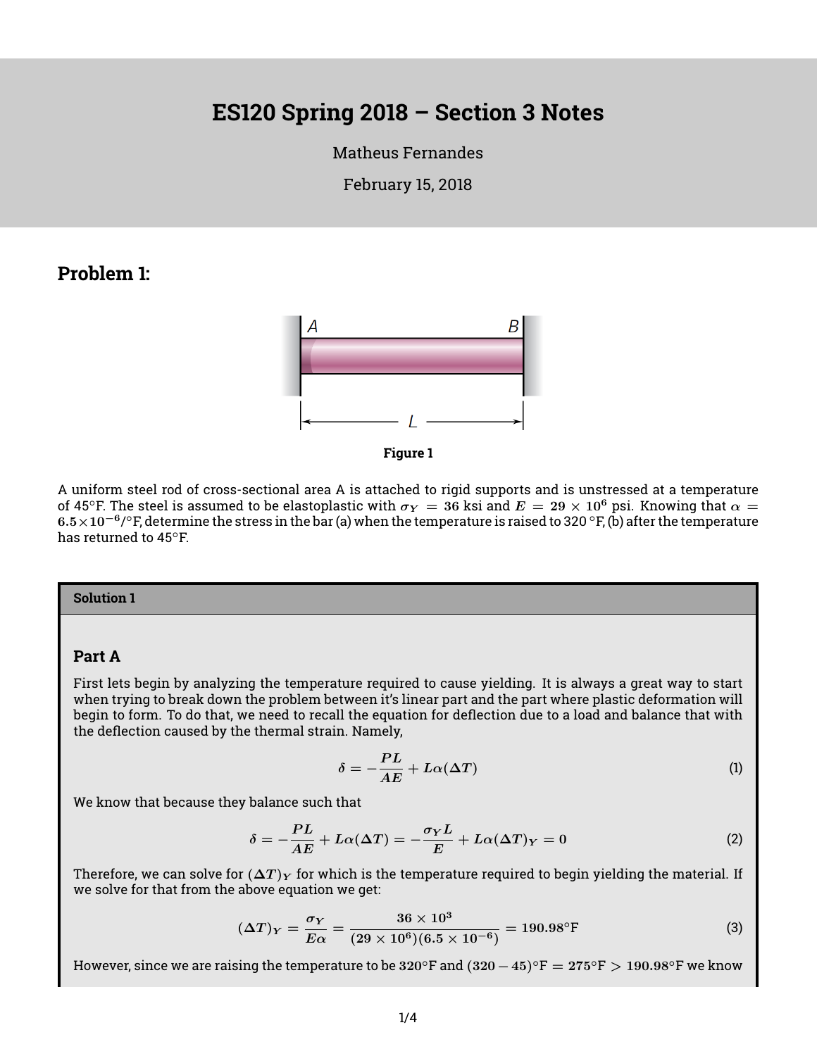# ES120 Spring 2018 – Section 3 Notes

Matheus Fernandes

February 15, 2018

## Problem 1:

Figure 1

A uniform steel rod of cross-sectional area A is attached to rigid supports and is unstressed at a temperature of 45°F. The steel is assumed to be elastoplastic with $\sigma_Y = 36$ ksi and $E = 29 \times 10^6$ psi. Knowing that $\alpha = 6.5 \times 10^{-6}/°$F, determine the stress in the bar (a) when the temperature is raised to 320 °F, (b) after the temperature has returned to 45°F.

### Solution 1

#### Part A

First lets begin by analyzing the temperature required to cause yielding. It is always a great way to start when trying to break down the problem between it's linear part and the part where plastic deformation will begin to form. To do that, we need to recall the equation for deflection due to a load and balance that with the deflection caused by the thermal strain. Namely,

$$\delta = -\frac{PL}{AE} + L\alpha(\Delta T) \tag{1}$$

We know that because they balance such that

$$\delta = -\frac{PL}{AE} + L\alpha(\Delta T) = -\frac{\sigma_Y L}{E} + L\alpha(\Delta T)_Y = 0 \tag{2}$$

Therefore, we can solve for $(\Delta T)_Y$ for which is the temperature required to begin yielding the material. If we solve for that from the above equation we get:

$$(\Delta T)_Y = \frac{\sigma_Y}{E\alpha} = \frac{36 \times 10^3}{(29 \times 10^6)(6.5 \times 10^{-6})} = 190.98°\text{F} \tag{3}$$

However, since we are raising the temperature to be $320°$F and $(320 - 45)°\text{F} = 275°\text{F} > 190.98°\text{F}$ we know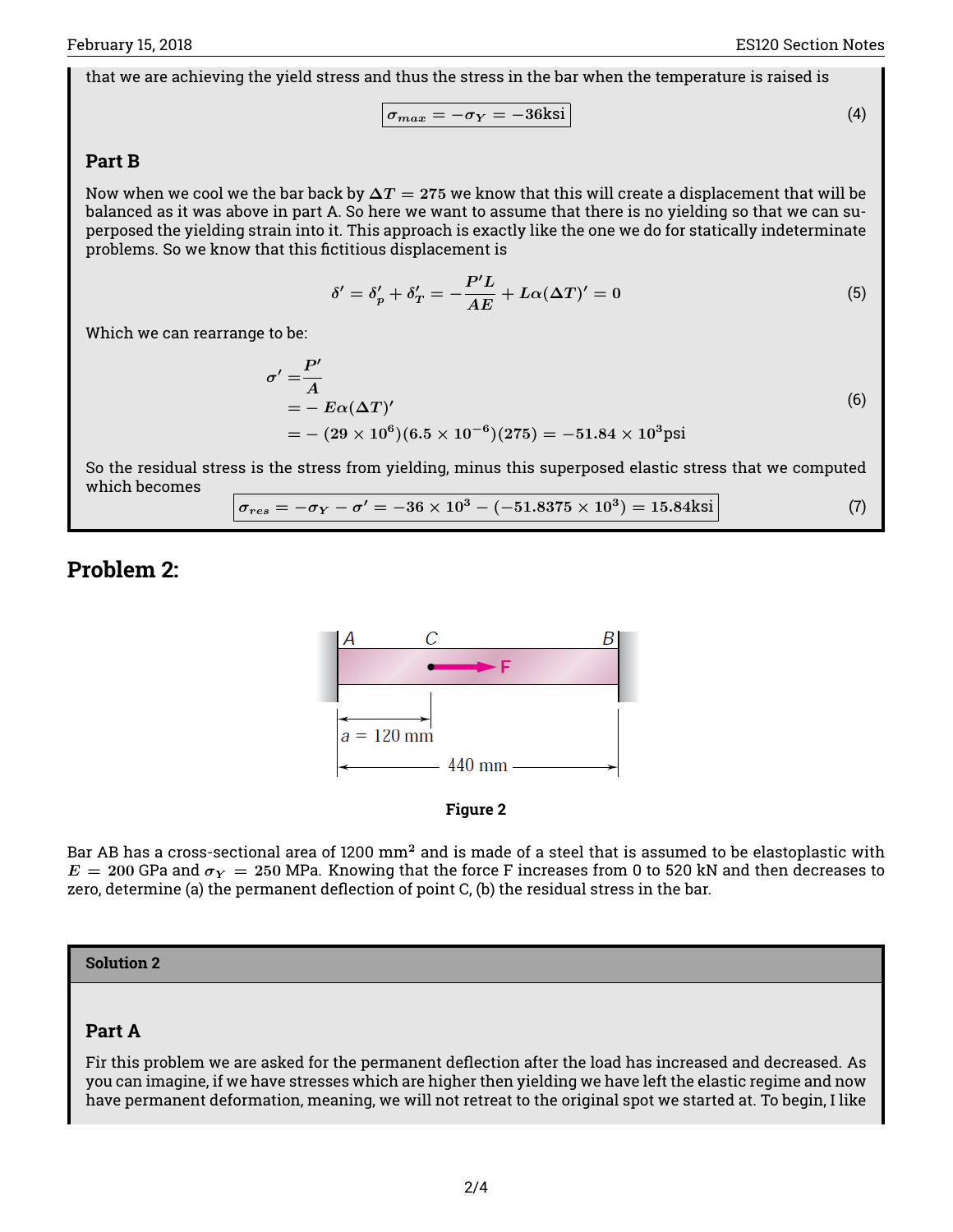that we are achieving the yield stress and thus the stress in the bar when the temperature is raised is

$$\boxed{\sigma_{max} = -\sigma_Y = -36\text{ksi}} \tag{4}$$

### Part B

Now when we cool we the bar back by $\Delta T = 275$ we know that this will create a displacement that will be balanced as it was above in part A. So here we want to assume that there is no yielding so that we can superposed the yielding strain into it. This approach is exactly like the one we do for statically indeterminate problems. So we know that this fictitious displacement is

$$\delta' = \delta'_p + \delta'_T = -\frac{P'L}{AE} + L\alpha(\Delta T)' = 0 \tag{5}$$

Which we can rearrange to be:

$$\begin{aligned}
\sigma' &= \frac{P'}{A} \\
&= -E\alpha(\Delta T)' \\
&= -(29 \times 10^6)(6.5 \times 10^{-6})(275) = -51.84 \times 10^3\text{psi}
\end{aligned} \tag{6}$$

So the residual stress is the stress from yielding, minus this superposed elastic stress that we computed which becomes

$$\boxed{\sigma_{res} = -\sigma_Y - \sigma' = -36 \times 10^3 - (-51.8375 \times 10^3) = 15.84\text{ksi}} \tag{7}$$

## Problem 2:

Figure 2

Bar AB has a cross-sectional area of 1200 mm² and is made of a steel that is assumed to be elastoplastic with $E = 200$ GPa and $\sigma_Y = 250$ MPa. Knowing that the force F increases from 0 to 520 kN and then decreases to zero, determine (a) the permanent deflection of point C, (b) the residual stress in the bar.

### Solution 2

### Part A

Fir this problem we are asked for the permanent deflection after the load has increased and decreased. As you can imagine, if we have stresses which are higher then yielding we have left the elastic regime and now have permanent deformation, meaning, we will not retreat to the original spot we started at. To begin, I like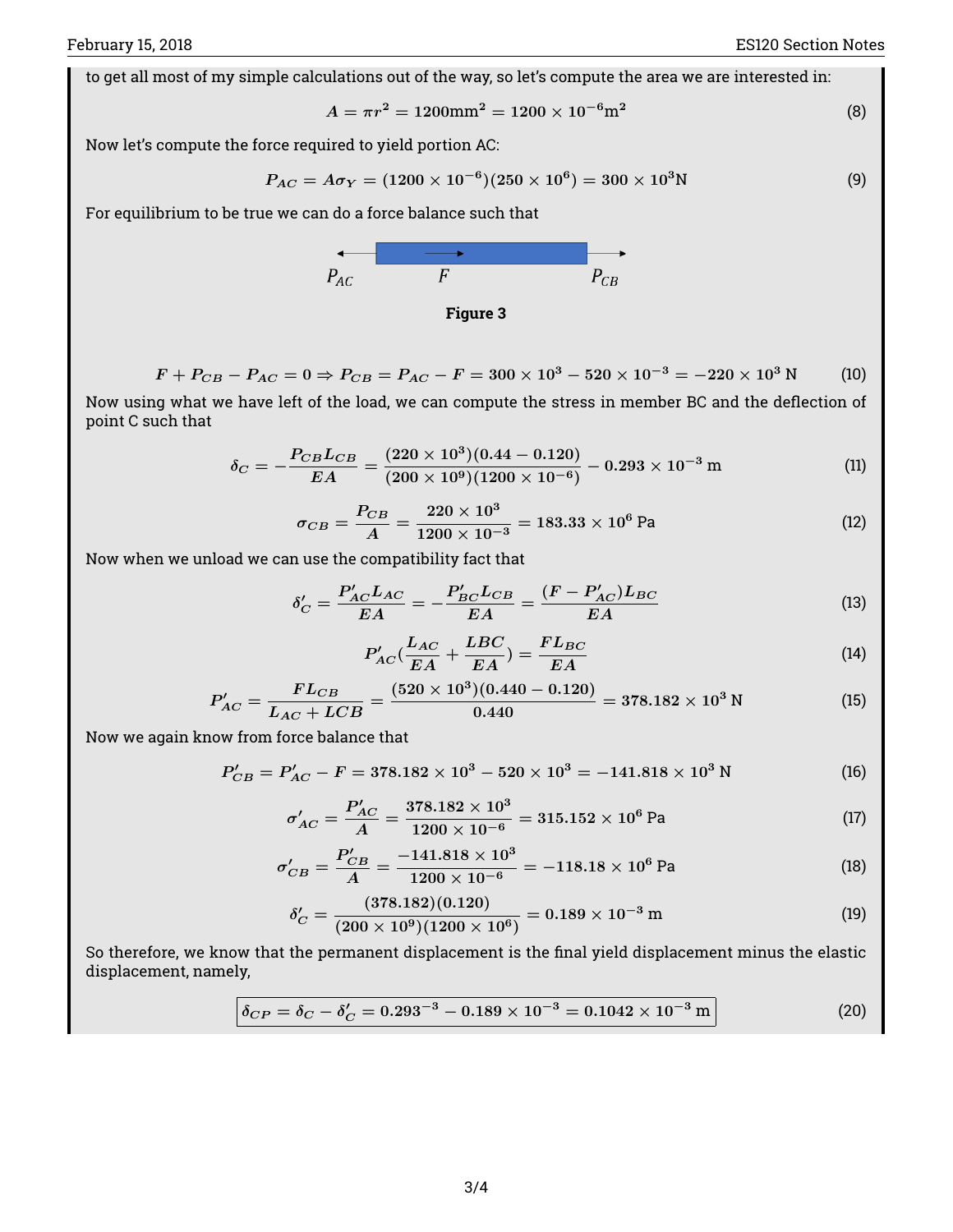to get all most of my simple calculations out of the way, so let's compute the area we are interested in:

$$A = \pi r^2 = 1200\text{mm}^2 = 1200 \times 10^{-6}\text{m}^2 \tag{8}$$

Now let's compute the force required to yield portion AC:

$$P_{AC} = A\sigma_Y = (1200 \times 10^{-6})(250 \times 10^6) = 300 \times 10^3\text{N} \tag{9}$$

For equilibrium to be true we can do a force balance such that

$P_{AC}$ $F$ $P_{CB}$

**Figure 3**

$$F + P_{CB} - P_{AC} = 0 \Rightarrow P_{CB} = P_{AC} - F = 300 \times 10^3 - 520 \times 10^{-3} = -220 \times 10^3 \text{ N} \tag{10}$$

Now using what we have left of the load, we can compute the stress in member BC and the deflection of point C such that

$$\delta_C = -\frac{P_{CB}L_{CB}}{EA} = \frac{(220 \times 10^3)(0.44 - 0.120)}{(200 \times 10^9)(1200 \times 10^{-6})} - 0.293 \times 10^{-3} \text{ m} \tag{11}$$

$$\sigma_{CB} = \frac{P_{CB}}{A} = \frac{220 \times 10^3}{1200 \times 10^{-3}} = 183.33 \times 10^6 \text{ Pa} \tag{12}$$

Now when we unload we can use the compatibility fact that

$$\delta_C' = \frac{P_{AC}' L_{AC}}{EA} = -\frac{P_{BC}' L_{CB}}{EA} = \frac{(F - P_{AC}')L_{BC}}{EA} \tag{13}$$

$$P_{AC}'\left(\frac{L_{AC}}{EA} + \frac{LBC}{EA}\right) = \frac{FL_{BC}}{EA} \tag{14}$$

$$P_{AC}' = \frac{FL_{CB}}{L_{AC} + LCB} = \frac{(520 \times 10^3)(0.440 - 0.120)}{0.440} = 378.182 \times 10^3 \text{ N} \tag{15}$$

Now we again know from force balance that

$$P_{CB}' = P_{AC}' - F = 378.182 \times 10^3 - 520 \times 10^3 = -141.818 \times 10^3 \text{ N} \tag{16}$$

$$\sigma_{AC}' = \frac{P_{AC}'}{A} = \frac{378.182 \times 10^3}{1200 \times 10^{-6}} = 315.152 \times 10^6 \text{ Pa} \tag{17}$$

$$\sigma_{CB}' = \frac{P_{CB}'}{A} = \frac{-141.818 \times 10^3}{1200 \times 10^{-6}} = -118.18 \times 10^6 \text{ Pa} \tag{18}$$

$$\delta_C' = \frac{(378.182)(0.120)}{(200 \times 10^9)(1200 \times 10^6)} = 0.189 \times 10^{-3} \text{ m} \tag{19}$$

So therefore, we know that the permanent displacement is the final yield displacement minus the elastic displacement, namely,

$$\boxed{\delta_{CP} = \delta_C - \delta_C' = 0.293^{-3} - 0.189 \times 10^{-3} = 0.1042 \times 10^{-3} \text{ m}} \tag{20}$$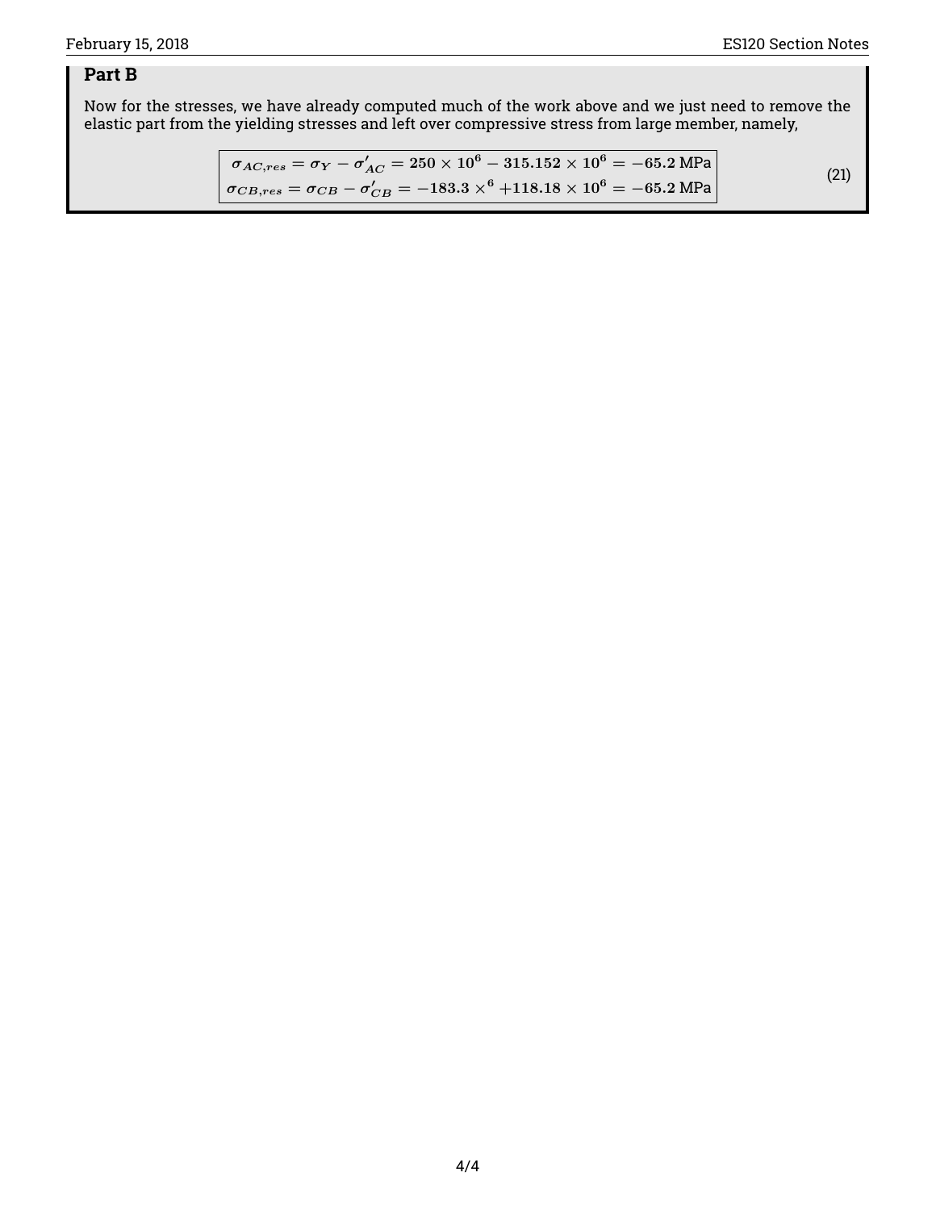### Part B

Now for the stresses, we have already computed much of the work above and we just need to remove the elastic part from the yielding stresses and left over compressive stress from large member, namely,

$$
\boxed{
\begin{aligned}
\sigma_{AC,res} &= \sigma_Y - \sigma'_{AC} = 250 \times 10^6 - 315.152 \times 10^6 = -65.2 \text{ MPa} \\
\sigma_{CB,res} &= \sigma_{CB} - \sigma'_{CB} = -183.3 \times^6 + 118.18 \times 10^6 = -65.2 \text{ MPa}
\end{aligned}
}
\tag{21}
$$